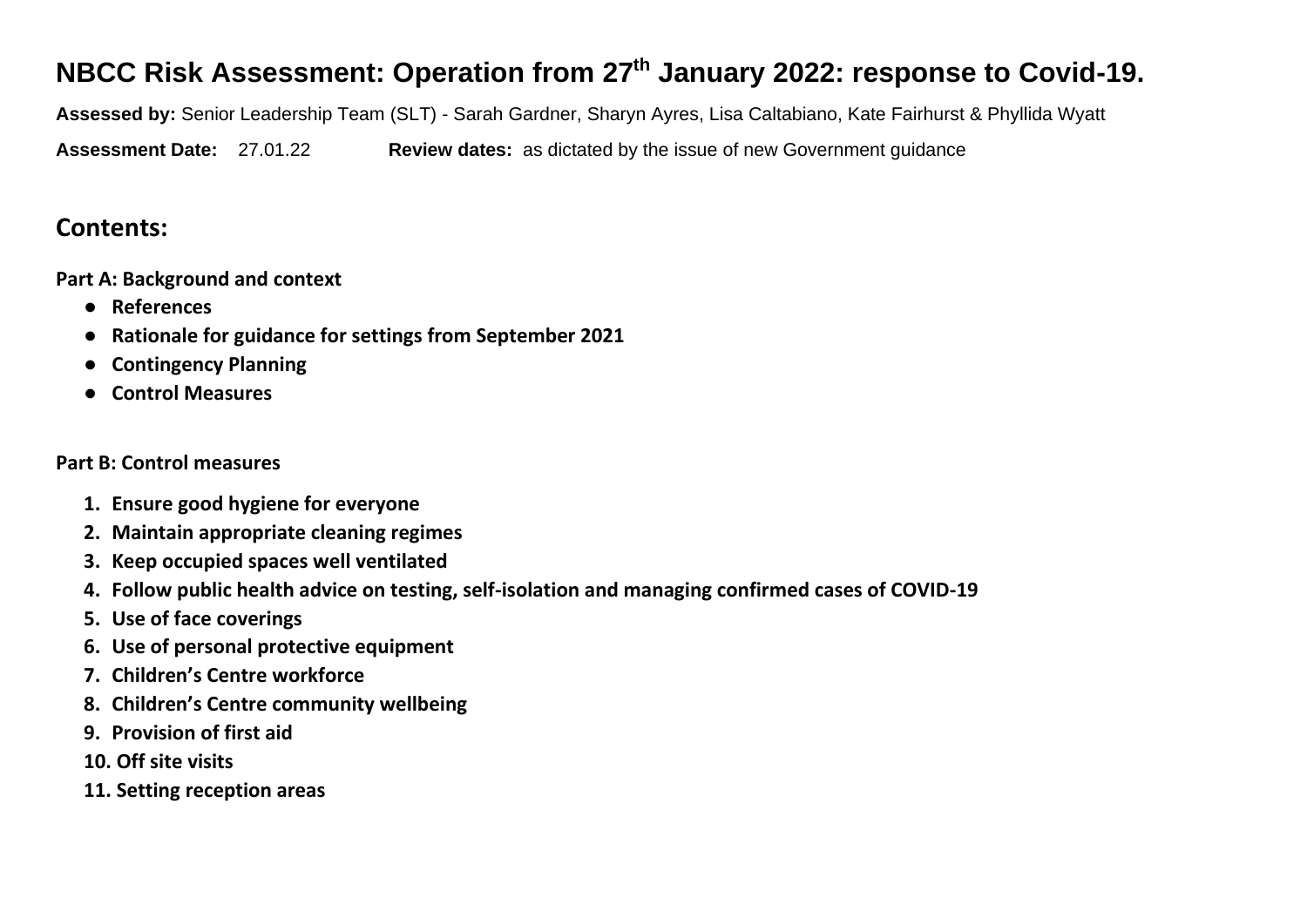# NBCC Risk Assessment: Operation from 27th January 2022: response to Covid-19.

**Assessed by:** Senior Leadership Team (SLT) - Sarah Gardner, Sharyn Ayres, Lisa Caltabiano, Kate Fairhurst & Phyllida Wyatt

**Assessment Date:** 27.01.22 **Review dates:** as dictated by the issue of new Government guidance

## Contents:

**Part A: Background and context**

- **References**
- **Rationale for guidance for settings from September 2021**
- **Contingency Planning**
- **Control Measures**

**Part B: Control measures**

1. **Ensure good hygiene for everyone**
2. **Maintain appropriate cleaning regimes**
3. **Keep occupied spaces well ventilated**
4. **Follow public health advice on testing, self-isolation and managing confirmed cases of COVID-19**
5. **Use of face coverings**
6. **Use of personal protective equipment**
7. **Children's Centre workforce**
8. **Children's Centre community wellbeing**
9. **Provision of first aid**
10. **Off site visits**
11. **Setting reception areas**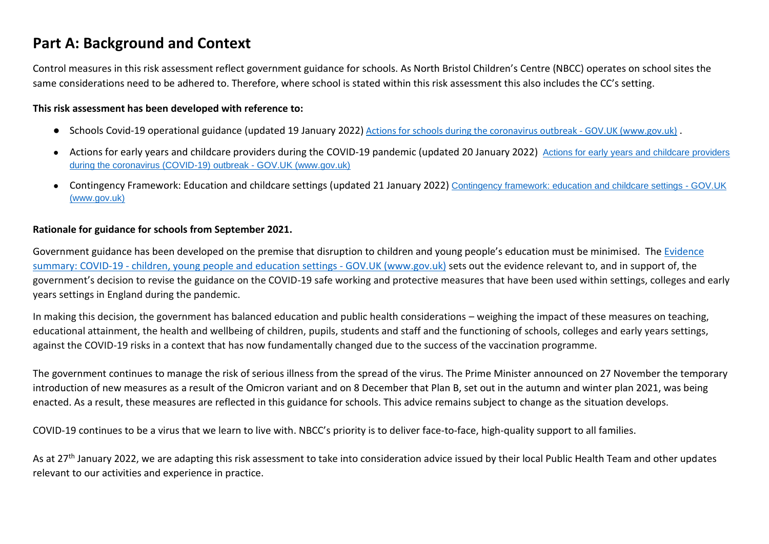## Part A: Background and Context

Control measures in this risk assessment reflect government guidance for schools. As North Bristol Children's Centre (NBCC) operates on school sites the same considerations need to be adhered to. Therefore, where school is stated within this risk assessment this also includes the CC's setting.

**This risk assessment has been developed with reference to:**

- Schools Covid-19 operational guidance (updated 19 January 2022) [Actions for schools during the coronavirus outbreak - GOV.UK (www.gov.uk)](https://www.gov.uk) .
- Actions for early years and childcare providers during the COVID-19 pandemic (updated 20 January 2022) [Actions for early years and childcare providers during the coronavirus (COVID-19) outbreak - GOV.UK (www.gov.uk)](https://www.gov.uk)
- Contingency Framework: Education and childcare settings (updated 21 January 2022) [Contingency framework: education and childcare settings - GOV.UK (www.gov.uk)](https://www.gov.uk)

**Rationale for guidance for schools from September 2021.**

Government guidance has been developed on the premise that disruption to children and young people's education must be minimised. The [Evidence summary: COVID-19 - children, young people and education settings - GOV.UK (www.gov.uk)](https://www.gov.uk) sets out the evidence relevant to, and in support of, the government's decision to revise the guidance on the COVID-19 safe working and protective measures that have been used within settings, colleges and early years settings in England during the pandemic.

In making this decision, the government has balanced education and public health considerations – weighing the impact of these measures on teaching, educational attainment, the health and wellbeing of children, pupils, students and staff and the functioning of schools, colleges and early years settings, against the COVID-19 risks in a context that has now fundamentally changed due to the success of the vaccination programme.

The government continues to manage the risk of serious illness from the spread of the virus. The Prime Minister announced on 27 November the temporary introduction of new measures as a result of the Omicron variant and on 8 December that Plan B, set out in the autumn and winter plan 2021, was being enacted. As a result, these measures are reflected in this guidance for schools. This advice remains subject to change as the situation develops.

COVID-19 continues to be a virus that we learn to live with. NBCC's priority is to deliver face-to-face, high-quality support to all families.

As at 27th January 2022, we are adapting this risk assessment to take into consideration advice issued by their local Public Health Team and other updates relevant to our activities and experience in practice.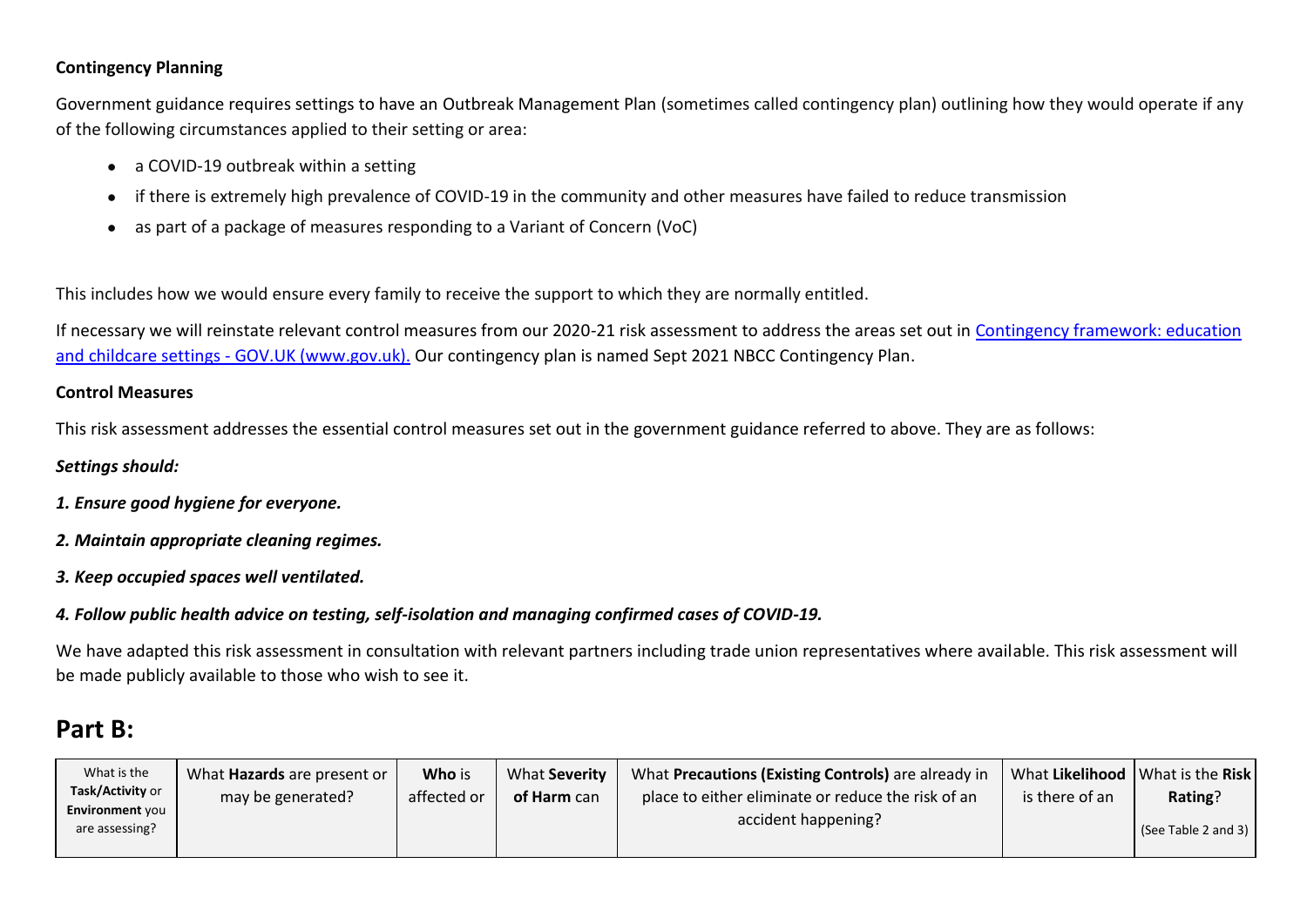**Contingency Planning**

Government guidance requires settings to have an Outbreak Management Plan (sometimes called contingency plan) outlining how they would operate if any of the following circumstances applied to their setting or area:

- a COVID-19 outbreak within a setting
- if there is extremely high prevalence of COVID-19 in the community and other measures have failed to reduce transmission
- as part of a package of measures responding to a Variant of Concern (VoC)

This includes how we would ensure every family to receive the support to which they are normally entitled.

If necessary we will reinstate relevant control measures from our 2020-21 risk assessment to address the areas set out in [Contingency framework: education and childcare settings - GOV.UK (www.gov.uk).](https://www.gov.uk) Our contingency plan is named Sept 2021 NBCC Contingency Plan.

**Control Measures**

This risk assessment addresses the essential control measures set out in the government guidance referred to above. They are as follows:

***Settings should:***

***1. Ensure good hygiene for everyone.***

***2. Maintain appropriate cleaning regimes.***

***3. Keep occupied spaces well ventilated.***

***4. Follow public health advice on testing, self-isolation and managing confirmed cases of COVID-19.***

We have adapted this risk assessment in consultation with relevant partners including trade union representatives where available. This risk assessment will be made publicly available to those who wish to see it.

## Part B:

| What is the **Task/Activity** or **Environment** you are assessing? | What **Hazards** are present or may be generated? | **Who** is affected or | What **Severity of Harm** can | What **Precautions (Existing Controls)** are already in place to either eliminate or reduce the risk of an accident happening? | What **Likelihood** is there of an | What is the **Risk Rating**? (See Table 2 and 3) |
|---|---|---|---|---|---|---|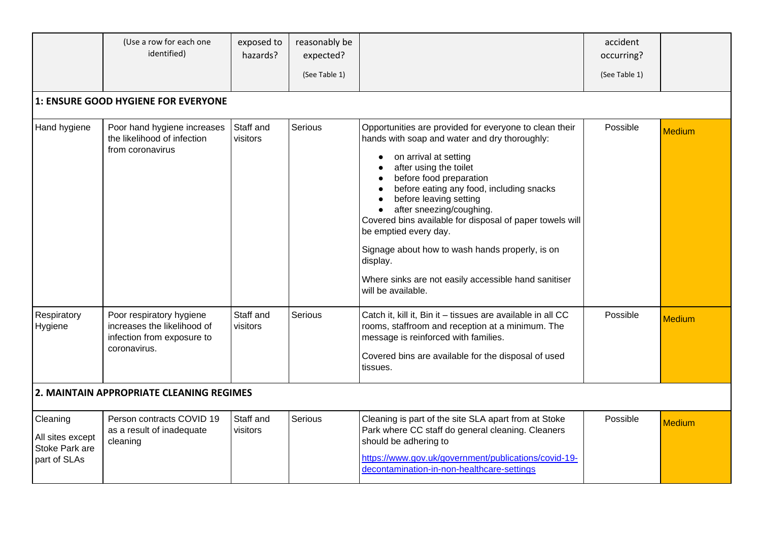| | (Use a row for each one identified) | exposed to hazards? | reasonably be expected? (See Table 1) | | accident occurring? (See Table 1) | |
|---|---|---|---|---|---|---|
| **1: ENSURE GOOD HYGIENE FOR EVERYONE** | | | | | | |
| Hand hygiene | Poor hand hygiene increases the likelihood of infection from coronavirus | Staff and visitors | Serious | Opportunities are provided for everyone to clean their hands with soap and water and dry thoroughly:<br>• on arrival at setting<br>• after using the toilet<br>• before food preparation<br>• before eating any food, including snacks<br>• before leaving setting<br>• after sneezing/coughing.<br>Covered bins available for disposal of paper towels will be emptied every day.<br><br>Signage about how to wash hands properly, is on display.<br><br>Where sinks are not easily accessible hand sanitiser will be available. | Possible | Medium |
| Respiratory Hygiene | Poor respiratory hygiene increases the likelihood of infection from exposure to coronavirus. | Staff and visitors | Serious | Catch it, kill it, Bin it – tissues are available in all CC rooms, staffroom and reception at a minimum. The message is reinforced with families.<br><br>Covered bins are available for the disposal of used tissues. | Possible | Medium |
| **2. MAINTAIN APPROPRIATE CLEANING REGIMES** | | | | | | |
| Cleaning<br>All sites except Stoke Park are part of SLAs | Person contracts COVID 19 as a result of inadequate cleaning | Staff and visitors | Serious | Cleaning is part of the site SLA apart from at Stoke Park where CC staff do general cleaning. Cleaners should be adhering to<br>https://www.gov.uk/government/publications/covid-19-decontamination-in-non-healthcare-settings | Possible | Medium |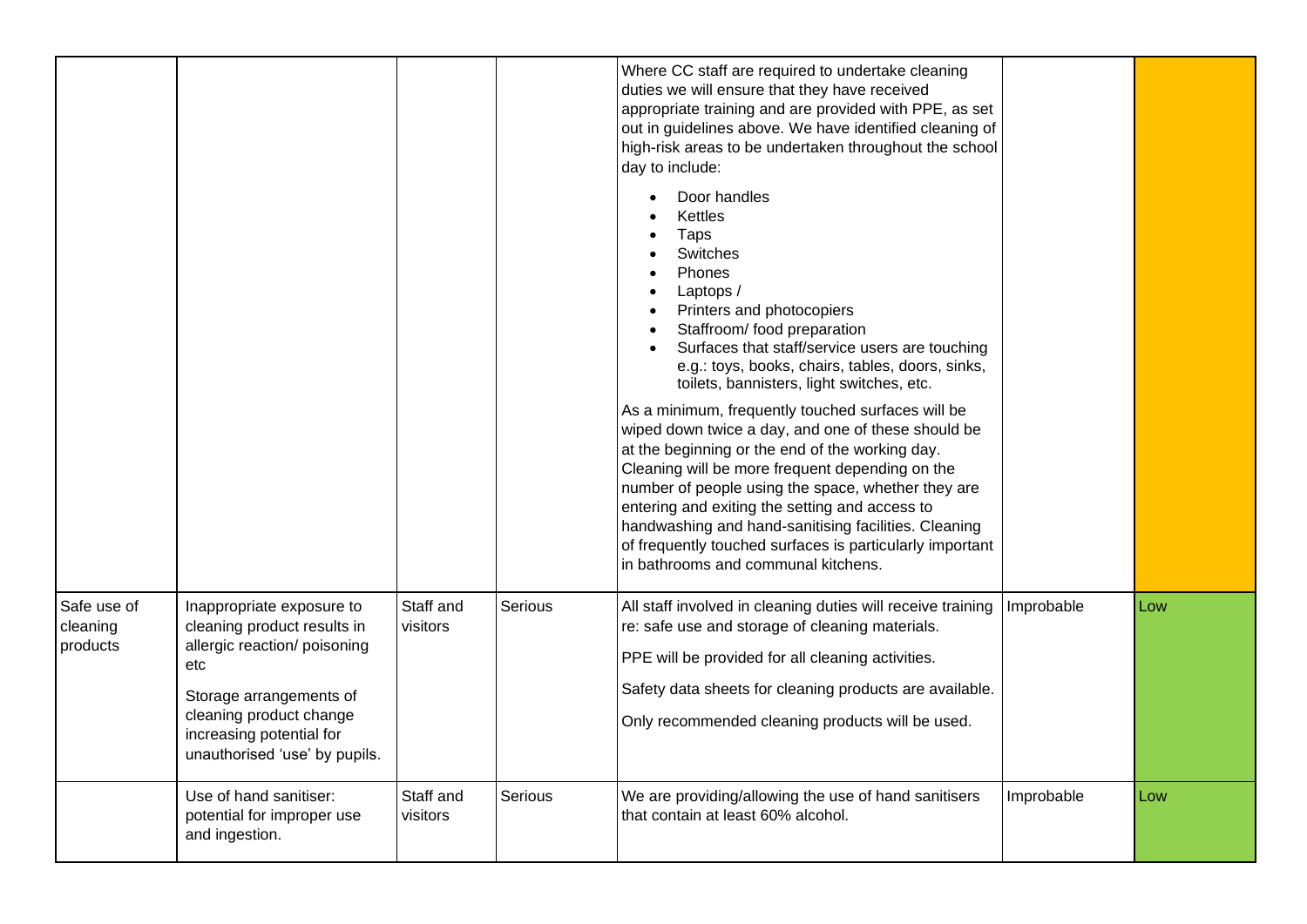| | | | | Where CC staff are required to undertake cleaning duties we will ensure that they have received appropriate training and are provided with PPE, as set out in guidelines above. We have identified cleaning of high-risk areas to be undertaken throughout the school day to include:<br>• Door handles<br>• Kettles<br>• Taps<br>• Switches<br>• Phones<br>• Laptops /<br>• Printers and photocopiers<br>• Staffroom/ food preparation<br>• Surfaces that staff/service users are touching e.g.: toys, books, chairs, tables, doors, sinks, toilets, bannisters, light switches, etc.<br>As a minimum, frequently touched surfaces will be wiped down twice a day, and one of these should be at the beginning or the end of the working day. Cleaning will be more frequent depending on the number of people using the space, whether they are entering and exiting the setting and access to handwashing and hand-sanitising facilities. Cleaning of frequently touched surfaces is particularly important in bathrooms and communal kitchens. | | |
|---|---|---|---|---|---|---|
| Safe use of cleaning products | Inappropriate exposure to cleaning product results in allergic reaction/ poisoning etc<br>Storage arrangements of cleaning product change increasing potential for unauthorised 'use' by pupils. | Staff and visitors | Serious | All staff involved in cleaning duties will receive training re: safe use and storage of cleaning materials.<br>PPE will be provided for all cleaning activities.<br>Safety data sheets for cleaning products are available.<br>Only recommended cleaning products will be used. | Improbable | Low |
| | Use of hand sanitiser: potential for improper use and ingestion. | Staff and visitors | Serious | We are providing/allowing the use of hand sanitisers that contain at least 60% alcohol. | Improbable | Low |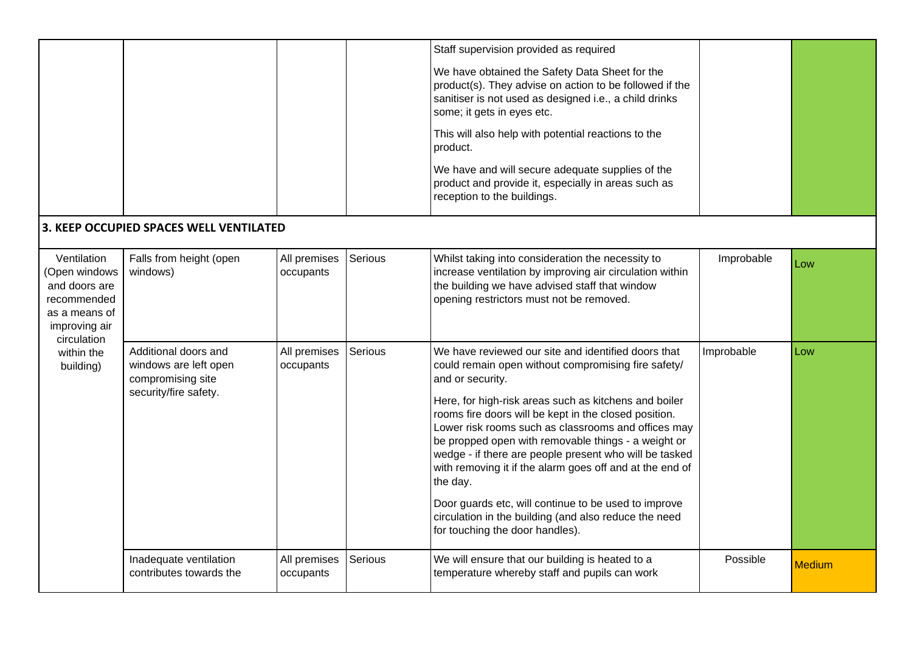| | | | | | | |
|---|---|---|---|---|---|---|
| | | | | Staff supervision provided as required<br><br>We have obtained the Safety Data Sheet for the product(s). They advise on action to be followed if the sanitiser is not used as designed i.e., a child drinks some; it gets in eyes etc.<br><br>This will also help with potential reactions to the product.<br><br>We have and will secure adequate supplies of the product and provide it, especially in areas such as reception to the buildings. | | |
| **3. KEEP OCCUPIED SPACES WELL VENTILATED** | | | | | | |
| Ventilation (Open windows and doors are recommended as a means of improving air circulation within the building) | Falls from height (open windows) | All premises occupants | Serious | Whilst taking into consideration the necessity to increase ventilation by improving air circulation within the building we have advised staff that window opening restrictors must not be removed. | Improbable | Low |
| | Additional doors and windows are left open compromising site security/fire safety. | All premises occupants | Serious | We have reviewed our site and identified doors that could remain open without compromising fire safety/ and or security.<br><br>Here, for high-risk areas such as kitchens and boiler rooms fire doors will be kept in the closed position. Lower risk rooms such as classrooms and offices may be propped open with removable things - a weight or wedge - if there are people present who will be tasked with removing it if the alarm goes off and at the end of the day.<br><br>Door guards etc, will continue to be used to improve circulation in the building (and also reduce the need for touching the door handles). | Improbable | Low |
| | Inadequate ventilation contributes towards the | All premises occupants | Serious | We will ensure that our building is heated to a temperature whereby staff and pupils can work | Possible | Medium |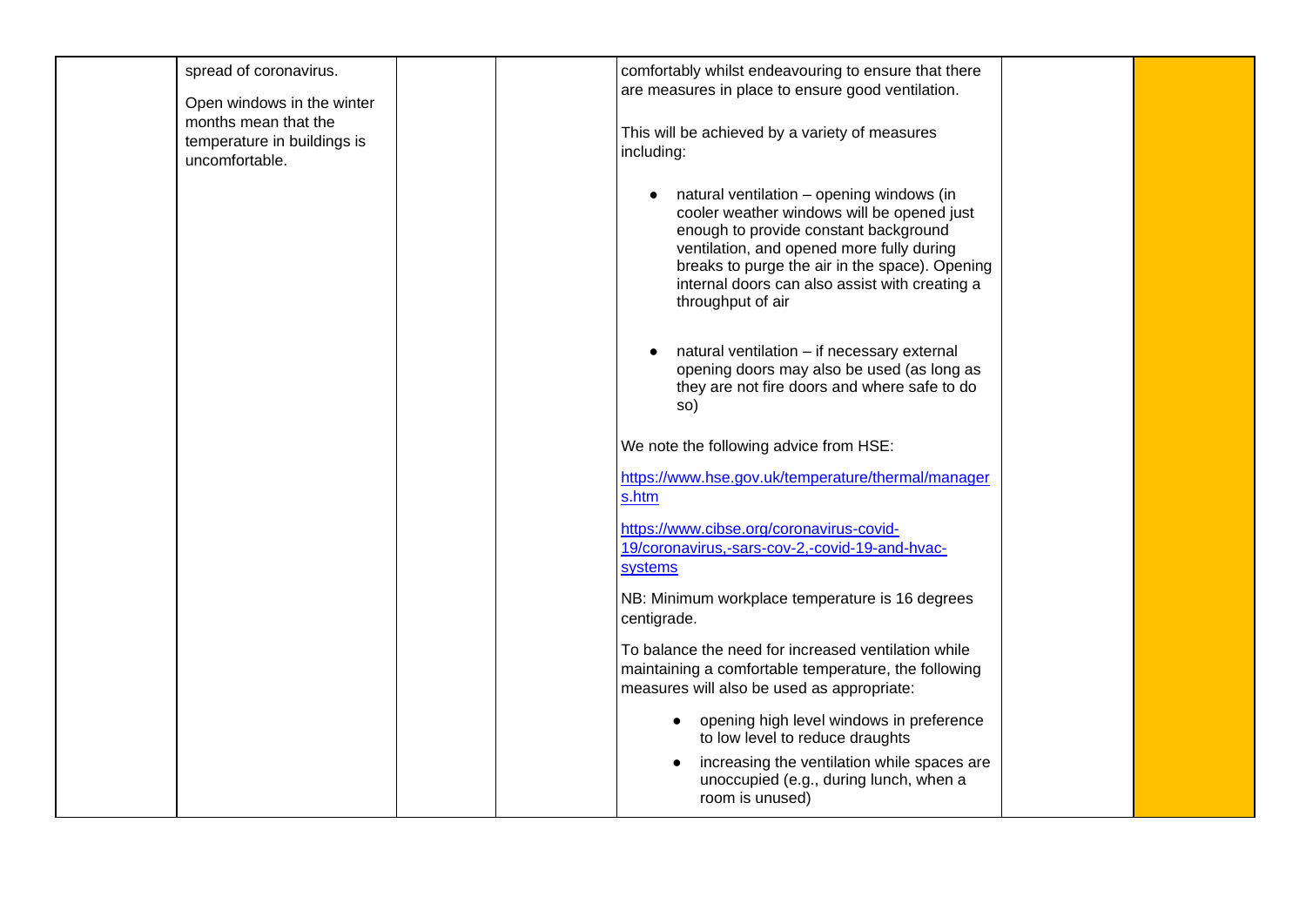| | | | | | | |
|---|---|---|---|---|---|---|
| | spread of coronavirus.<br><br>Open windows in the winter months mean that the temperature in buildings is uncomfortable. | | | comfortably whilst endeavouring to ensure that there are measures in place to ensure good ventilation.<br><br>This will be achieved by a variety of measures including:<br><br>• natural ventilation – opening windows (in cooler weather windows will be opened just enough to provide constant background ventilation, and opened more fully during breaks to purge the air in the space). Opening internal doors can also assist with creating a throughput of air<br><br>• natural ventilation – if necessary external opening doors may also be used (as long as they are not fire doors and where safe to do so)<br><br>We note the following advice from HSE:<br><br>https://www.hse.gov.uk/temperature/thermal/managers.htm<br><br>https://www.cibse.org/coronavirus-covid-19/coronavirus,-sars-cov-2,-covid-19-and-hvac-systems<br><br>NB: Minimum workplace temperature is 16 degrees centigrade.<br><br>To balance the need for increased ventilation while maintaining a comfortable temperature, the following measures will also be used as appropriate:<br><br>• opening high level windows in preference to low level to reduce draughts<br>• increasing the ventilation while spaces are unoccupied (e.g., during lunch, when a room is unused) | | |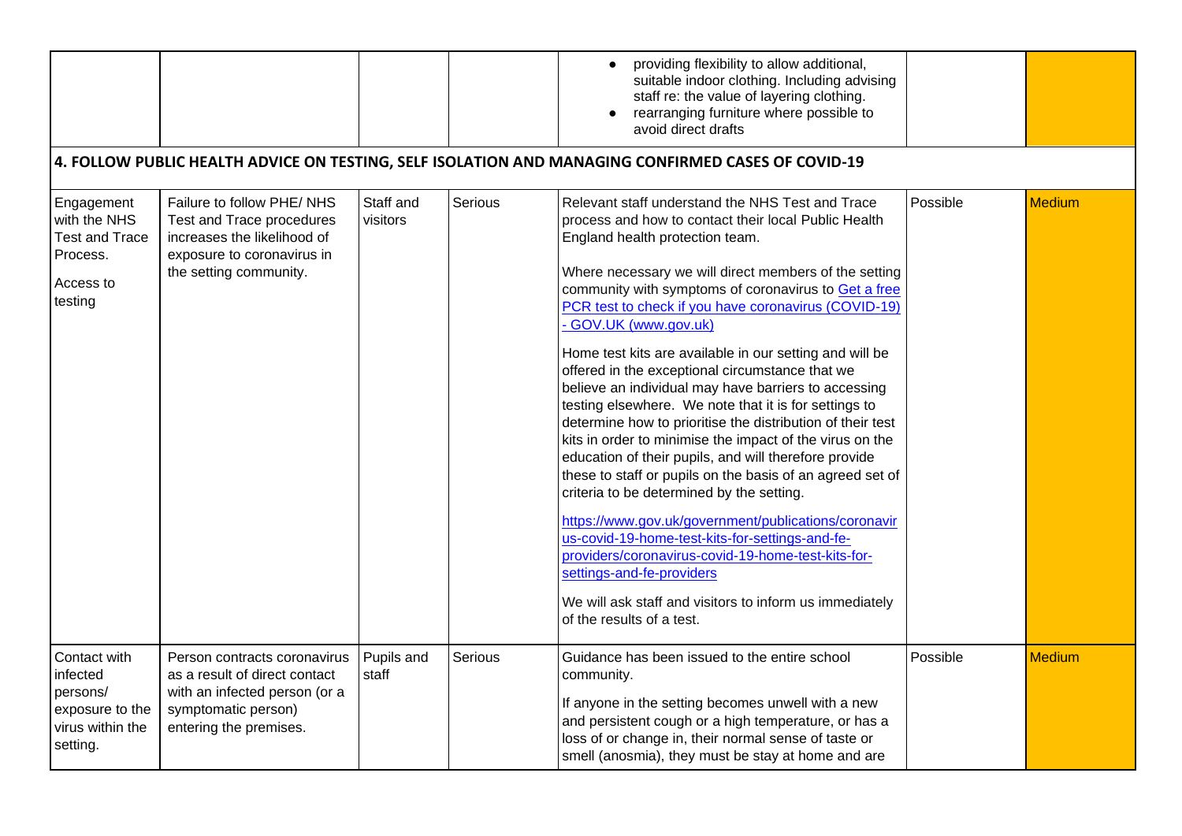| | | | | • providing flexibility to allow additional, suitable indoor clothing. Including advising staff re: the value of layering clothing.<br>• rearranging furniture where possible to avoid direct drafts | | |
|---|---|---|---|---|---|---|
| **4. FOLLOW PUBLIC HEALTH ADVICE ON TESTING, SELF ISOLATION AND MANAGING CONFIRMED CASES OF COVID-19** | | | | | | |
| Engagement with the NHS Test and Trace Process.<br><br>Access to testing | Failure to follow PHE/ NHS Test and Trace procedures increases the likelihood of exposure to coronavirus in the setting community. | Staff and visitors | Serious | Relevant staff understand the NHS Test and Trace process and how to contact their local Public Health England health protection team.<br><br>Where necessary we will direct members of the setting community with symptoms of coronavirus to [Get a free PCR test to check if you have coronavirus (COVID-19) - GOV.UK (www.gov.uk)](https://www.gov.uk)<br><br>Home test kits are available in our setting and will be offered in the exceptional circumstance that we believe an individual may have barriers to accessing testing elsewhere. We note that it is for settings to determine how to prioritise the distribution of their test kits in order to minimise the impact of the virus on the education of their pupils, and will therefore provide these to staff or pupils on the basis of an agreed set of criteria to be determined by the setting.<br><br>https://www.gov.uk/government/publications/coronavirus-covid-19-home-test-kits-for-settings-and-fe-providers/coronavirus-covid-19-home-test-kits-for-settings-and-fe-providers<br><br>We will ask staff and visitors to inform us immediately of the results of a test. | Possible | Medium |
| Contact with infected persons/ exposure to the virus within the setting. | Person contracts coronavirus as a result of direct contact with an infected person (or a symptomatic person) entering the premises. | Pupils and staff | Serious | Guidance has been issued to the entire school community.<br><br>If anyone in the setting becomes unwell with a new and persistent cough or a high temperature, or has a loss of or change in, their normal sense of taste or smell (anosmia), they must be stay at home and are | Possible | Medium |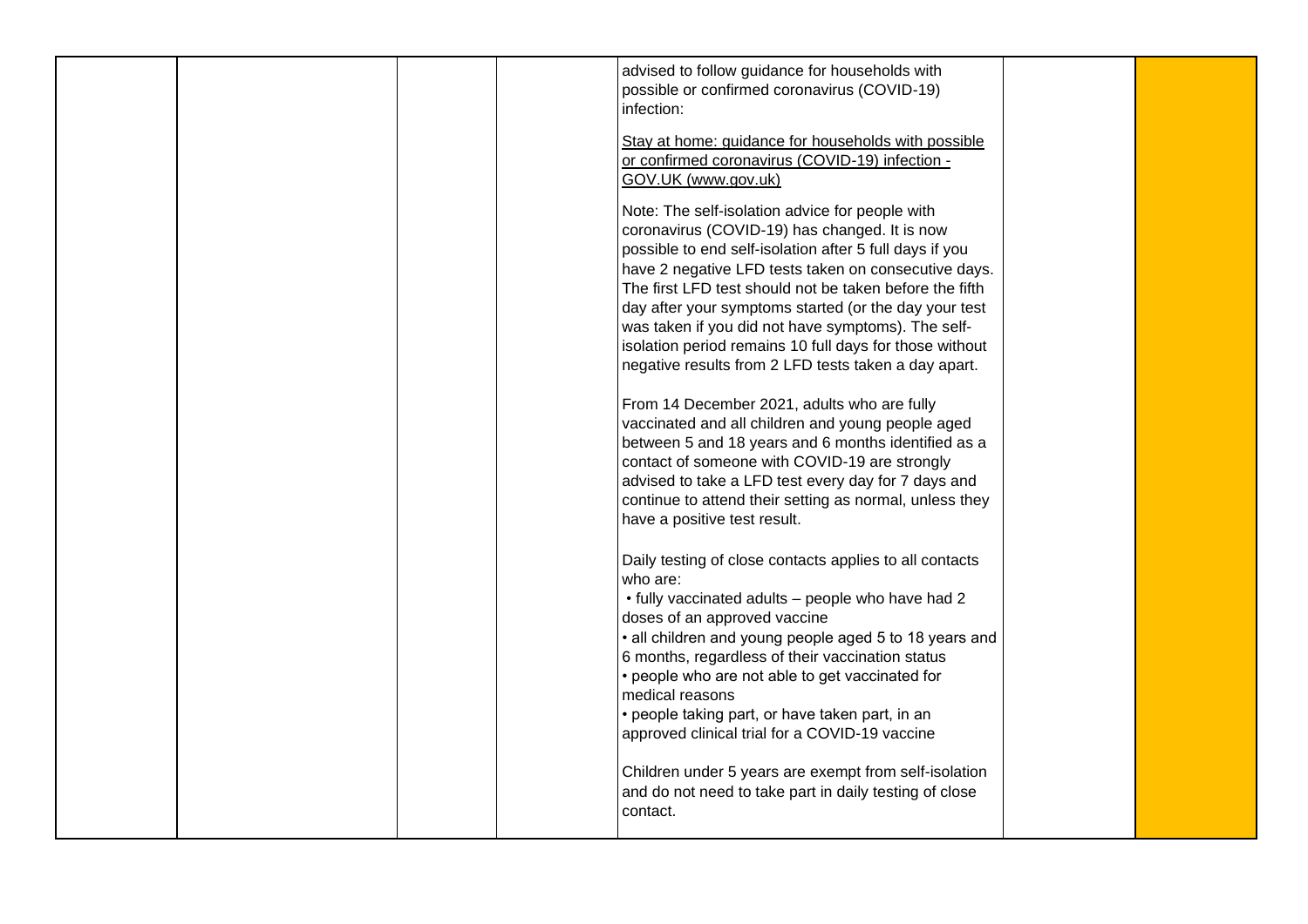| | | | | advised to follow guidance for households with possible or confirmed coronavirus (COVID-19) infection:<br><br>Stay at home: guidance for households with possible or confirmed coronavirus (COVID-19) infection - GOV.UK (www.gov.uk)<br><br>Note: The self-isolation advice for people with coronavirus (COVID-19) has changed. It is now possible to end self-isolation after 5 full days if you have 2 negative LFD tests taken on consecutive days. The first LFD test should not be taken before the fifth day after your symptoms started (or the day your test was taken if you did not have symptoms). The self-isolation period remains 10 full days for those without negative results from 2 LFD tests taken a day apart.<br><br>From 14 December 2021, adults who are fully vaccinated and all children and young people aged between 5 and 18 years and 6 months identified as a contact of someone with COVID-19 are strongly advised to take a LFD test every day for 7 days and continue to attend their setting as normal, unless they have a positive test result.<br><br>Daily testing of close contacts applies to all contacts who are:<br>• fully vaccinated adults – people who have had 2 doses of an approved vaccine<br>• all children and young people aged 5 to 18 years and 6 months, regardless of their vaccination status<br>• people who are not able to get vaccinated for medical reasons<br>• people taking part, or have taken part, in an approved clinical trial for a COVID-19 vaccine<br><br>Children under 5 years are exempt from self-isolation and do not need to take part in daily testing of close contact. | | |
|---|---|---|---|---|---|---|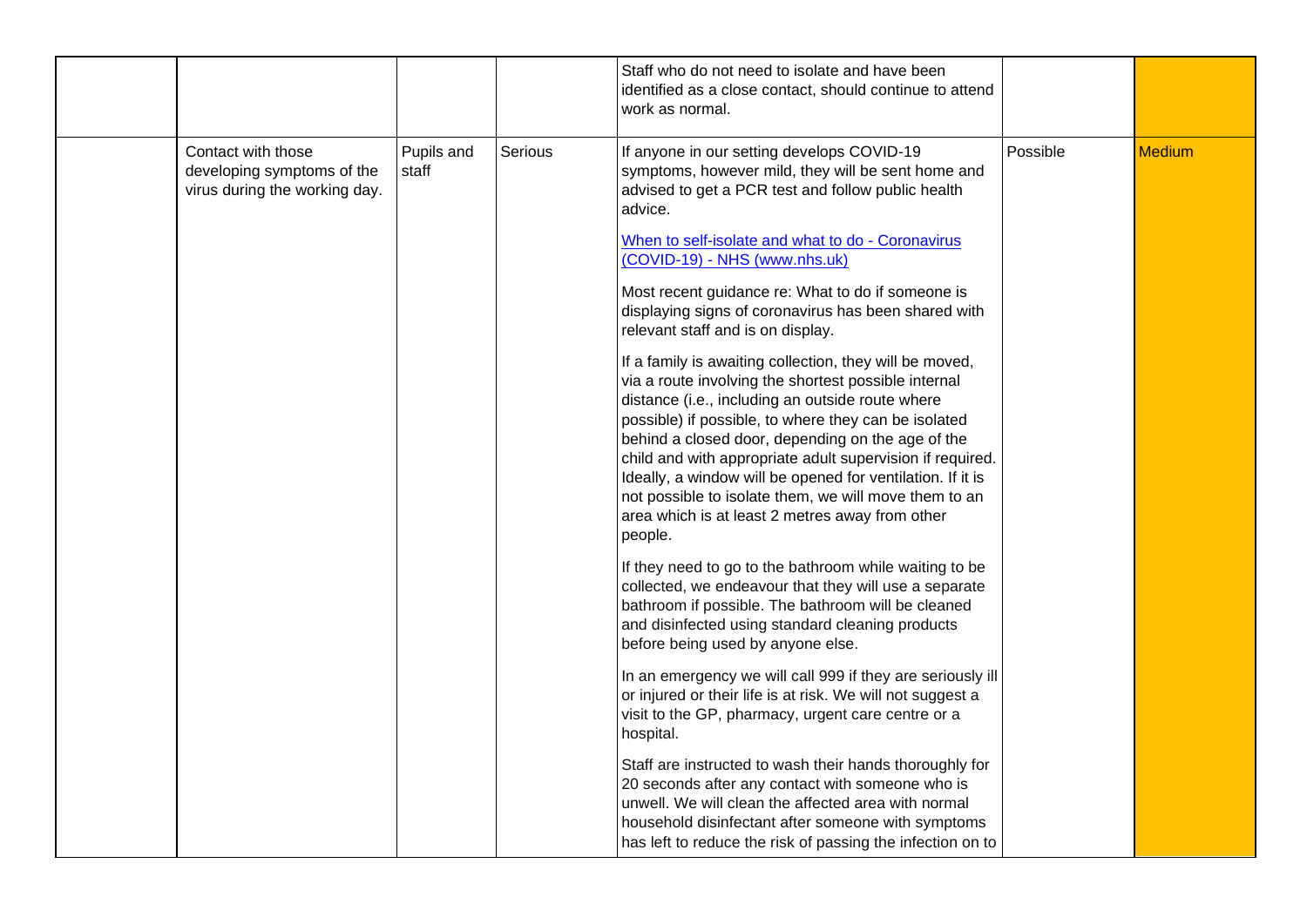|  |  |  |  |  |  |  |
|---|---|---|---|---|---|---|
|  |  |  |  | Staff who do not need to isolate and have been identified as a close contact, should continue to attend work as normal. |  |  |
|  | Contact with those developing symptoms of the virus during the working day. | Pupils and staff | Serious | If anyone in our setting develops COVID-19 symptoms, however mild, they will be sent home and advised to get a PCR test and follow public health advice.<br><br>[When to self-isolate and what to do - Coronavirus (COVID-19) - NHS (www.nhs.uk)](https://www.nhs.uk)<br><br>Most recent guidance re: What to do if someone is displaying signs of coronavirus has been shared with relevant staff and is on display.<br><br>If a family is awaiting collection, they will be moved, via a route involving the shortest possible internal distance (i.e., including an outside route where possible) if possible, to where they can be isolated behind a closed door, depending on the age of the child and with appropriate adult supervision if required. Ideally, a window will be opened for ventilation. If it is not possible to isolate them, we will move them to an area which is at least 2 metres away from other people.<br><br>If they need to go to the bathroom while waiting to be collected, we endeavour that they will use a separate bathroom if possible. The bathroom will be cleaned and disinfected using standard cleaning products before being used by anyone else.<br><br>In an emergency we will call 999 if they are seriously ill or injured or their life is at risk. We will not suggest a visit to the GP, pharmacy, urgent care centre or a hospital.<br><br>Staff are instructed to wash their hands thoroughly for 20 seconds after any contact with someone who is unwell. We will clean the affected area with normal household disinfectant after someone with symptoms has left to reduce the risk of passing the infection on to | Possible | Medium |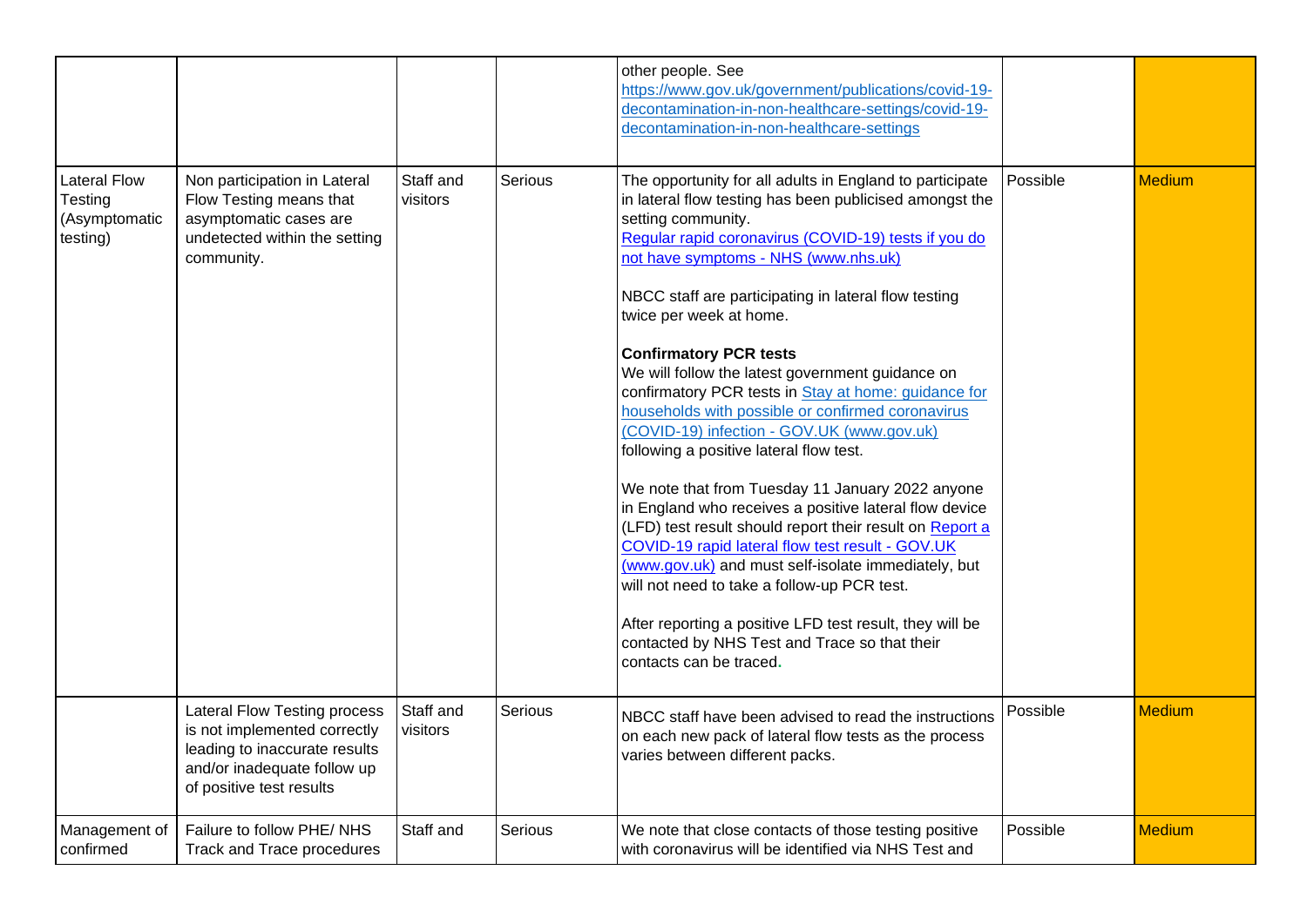| | | | | | | |
|---|---|---|---|---|---|---|
| | | | | other people. See https://www.gov.uk/government/publications/covid-19-decontamination-in-non-healthcare-settings/covid-19-decontamination-in-non-healthcare-settings | | |
| Lateral Flow Testing (Asymptomatic testing) | Non participation in Lateral Flow Testing means that asymptomatic cases are undetected within the setting community. | Staff and visitors | Serious | The opportunity for all adults in England to participate in lateral flow testing has been publicised amongst the setting community.<br>Regular rapid coronavirus (COVID-19) tests if you do not have symptoms - NHS (www.nhs.uk)<br><br>NBCC staff are participating in lateral flow testing twice per week at home.<br><br>**Confirmatory PCR tests**<br>We will follow the latest government guidance on confirmatory PCR tests in Stay at home: guidance for households with possible or confirmed coronavirus (COVID-19) infection - GOV.UK (www.gov.uk) following a positive lateral flow test.<br><br>We note that from Tuesday 11 January 2022 anyone in England who receives a positive lateral flow device (LFD) test result should report their result on Report a COVID-19 rapid lateral flow test result - GOV.UK (www.gov.uk) and must self-isolate immediately, but will not need to take a follow-up PCR test.<br><br>After reporting a positive LFD test result, they will be contacted by NHS Test and Trace so that their contacts can be traced. | Possible | Medium |
| | Lateral Flow Testing process is not implemented correctly leading to inaccurate results and/or inadequate follow up of positive test results | Staff and visitors | Serious | NBCC staff have been advised to read the instructions on each new pack of lateral flow tests as the process varies between different packs. | Possible | Medium |
| Management of confirmed | Failure to follow PHE/ NHS Track and Trace procedures | Staff and | Serious | We note that close contacts of those testing positive with coronavirus will be identified via NHS Test and | Possible | Medium |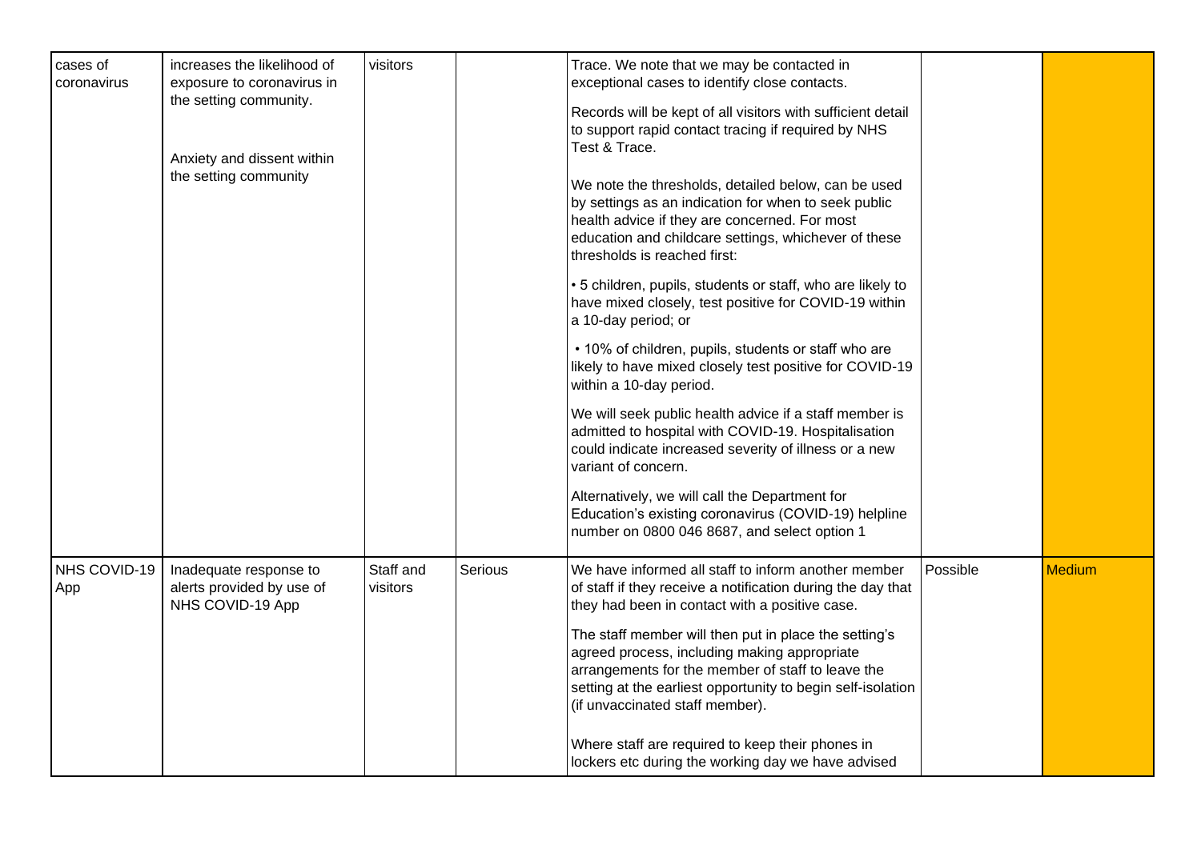| | | | | | | |
|---|---|---|---|---|---|---|
| cases of coronavirus | increases the likelihood of exposure to coronavirus in the setting community.<br><br>Anxiety and dissent within the setting community | visitors | | Trace. We note that we may be contacted in exceptional cases to identify close contacts.<br><br>Records will be kept of all visitors with sufficient detail to support rapid contact tracing if required by NHS Test & Trace.<br><br>We note the thresholds, detailed below, can be used by settings as an indication for when to seek public health advice if they are concerned. For most education and childcare settings, whichever of these thresholds is reached first:<br><br>• 5 children, pupils, students or staff, who are likely to have mixed closely, test positive for COVID-19 within a 10-day period; or<br><br>• 10% of children, pupils, students or staff who are likely to have mixed closely test positive for COVID-19 within a 10-day period.<br><br>We will seek public health advice if a staff member is admitted to hospital with COVID-19. Hospitalisation could indicate increased severity of illness or a new variant of concern.<br><br>Alternatively, we will call the Department for Education's existing coronavirus (COVID-19) helpline number on 0800 046 8687, and select option 1 | | |
| NHS COVID-19 App | Inadequate response to alerts provided by use of NHS COVID-19 App | Staff and visitors | Serious | We have informed all staff to inform another member of staff if they receive a notification during the day that they had been in contact with a positive case.<br><br>The staff member will then put in place the setting's agreed process, including making appropriate arrangements for the member of staff to leave the setting at the earliest opportunity to begin self-isolation (if unvaccinated staff member).<br><br>Where staff are required to keep their phones in lockers etc during the working day we have advised | Possible | Medium |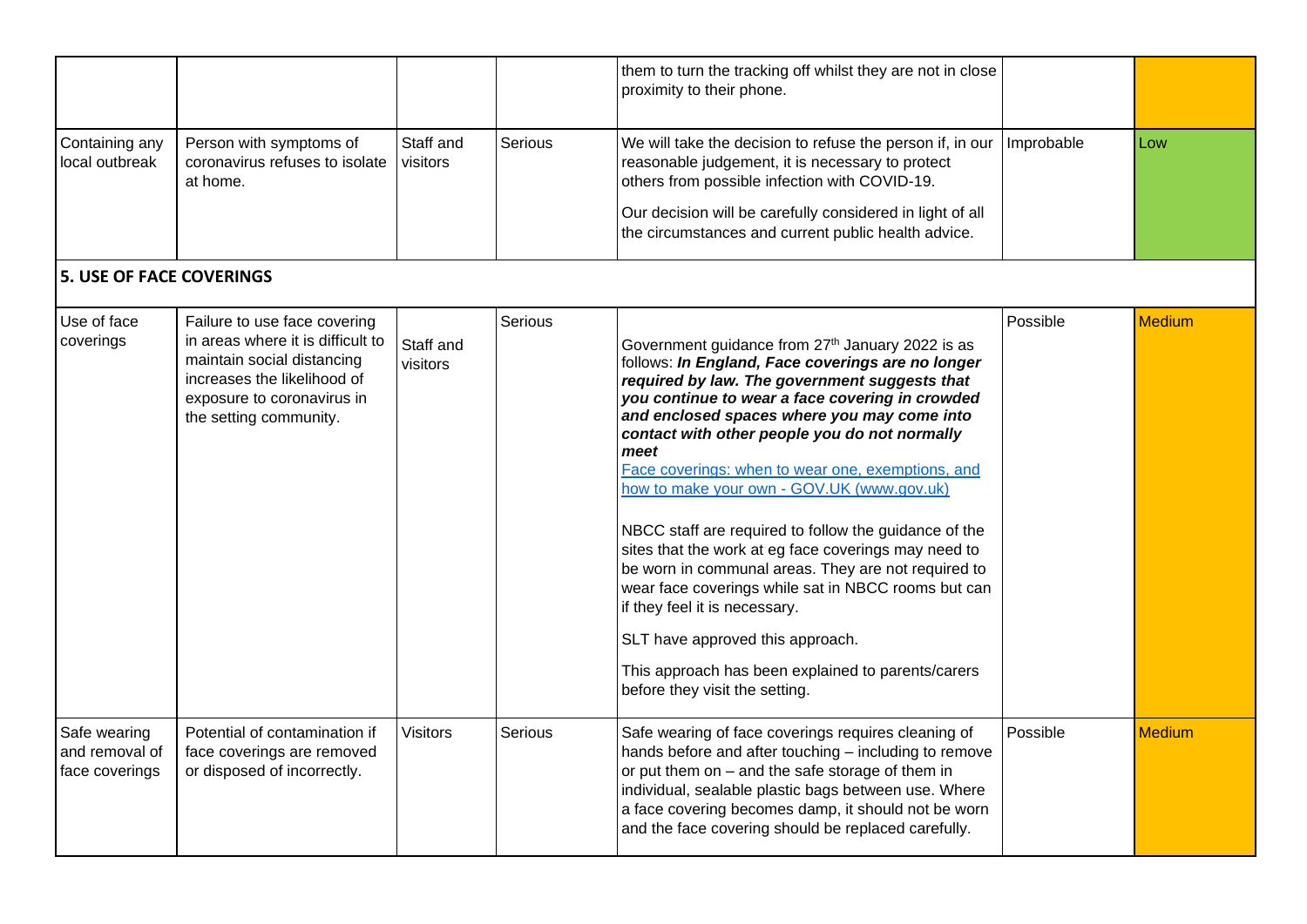|  |  |  |  | them to turn the tracking off whilst they are not in close proximity to their phone. |  |  |
|---|---|---|---|---|---|---|
| Containing any local outbreak | Person with symptoms of coronavirus refuses to isolate at home. | Staff and visitors | Serious | We will take the decision to refuse the person if, in our reasonable judgement, it is necessary to protect others from possible infection with COVID-19.<br><br>Our decision will be carefully considered in light of all the circumstances and current public health advice. | Improbable | Low |
| **5. USE OF FACE COVERINGS** |  |  |  |  |  |  |
| Use of face coverings | Failure to use face covering in areas where it is difficult to maintain social distancing increases the likelihood of exposure to coronavirus in the setting community. | Staff and visitors | Serious | Government guidance from 27th January 2022 is as follows: ***In England, Face coverings are no longer required by law. The government suggests that you continue to wear a face covering in crowded and enclosed spaces where you may come into contact with other people you do not normally meet***<br>[Face coverings: when to wear one, exemptions, and how to make your own - GOV.UK (www.gov.uk)]()<br><br>NBCC staff are required to follow the guidance of the sites that the work at eg face coverings may need to be worn in communal areas. They are not required to wear face coverings while sat in NBCC rooms but can if they feel it is necessary.<br><br>SLT have approved this approach.<br><br>This approach has been explained to parents/carers before they visit the setting. | Possible | Medium |
| Safe wearing and removal of face coverings | Potential of contamination if face coverings are removed or disposed of incorrectly. | Visitors | Serious | Safe wearing of face coverings requires cleaning of hands before and after touching – including to remove or put them on – and the safe storage of them in individual, sealable plastic bags between use. Where a face covering becomes damp, it should not be worn and the face covering should be replaced carefully. | Possible | Medium |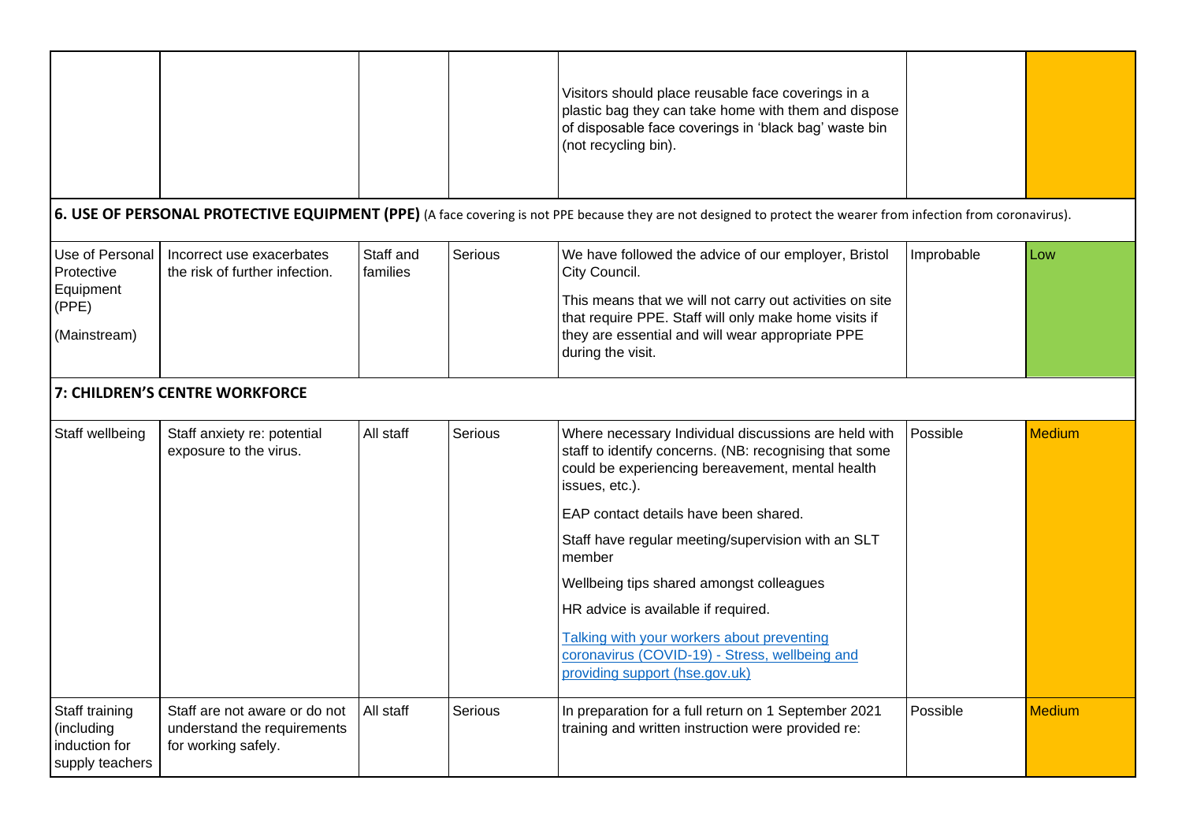| | | | | Visitors should place reusable face coverings in a plastic bag they can take home with them and dispose of disposable face coverings in 'black bag' waste bin (not recycling bin). | | |
|---|---|---|---|---|---|---|
| **6. USE OF PERSONAL PROTECTIVE EQUIPMENT (PPE)** (A face covering is not PPE because they are not designed to protect the wearer from infection from coronavirus). | | | | | | |
| Use of Personal Protective Equipment (PPE)<br><br>(Mainstream) | Incorrect use exacerbates the risk of further infection. | Staff and families | Serious | We have followed the advice of our employer, Bristol City Council.<br><br>This means that we will not carry out activities on site that require PPE. Staff will only make home visits if they are essential and will wear appropriate PPE during the visit. | Improbable | Low |
| **7: CHILDREN'S CENTRE WORKFORCE** | | | | | | |
| Staff wellbeing | Staff anxiety re: potential exposure to the virus. | All staff | Serious | Where necessary Individual discussions are held with staff to identify concerns. (NB: recognising that some could be experiencing bereavement, mental health issues, etc.).<br><br>EAP contact details have been shared.<br><br>Staff have regular meeting/supervision with an SLT member<br><br>Wellbeing tips shared amongst colleagues<br><br>HR advice is available if required.<br><br>[Talking with your workers about preventing coronavirus (COVID-19) - Stress, wellbeing and providing support (hse.gov.uk)](hse.gov.uk) | Possible | Medium |
| Staff training (including induction for supply teachers | Staff are not aware or do not understand the requirements for working safely. | All staff | Serious | In preparation for a full return on 1 September 2021 training and written instruction were provided re: | Possible | Medium |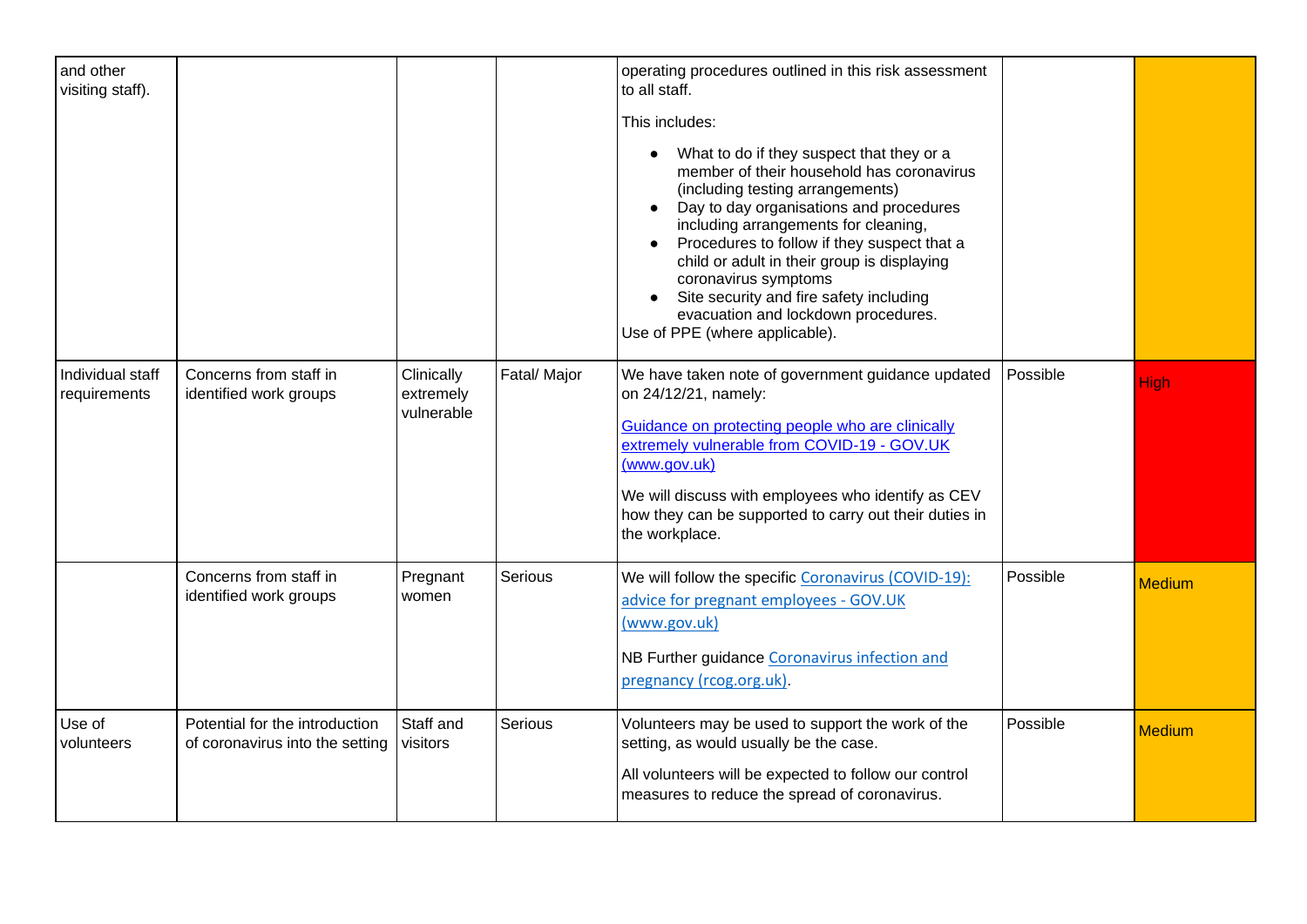| | | | | | | |
|---|---|---|---|---|---|---|
| and other visiting staff). | | | | operating procedures outlined in this risk assessment to all staff.<br><br>This includes:<br><br>• What to do if they suspect that they or a member of their household has coronavirus (including testing arrangements)<br>• Day to day organisations and procedures including arrangements for cleaning,<br>• Procedures to follow if they suspect that a child or adult in their group is displaying coronavirus symptoms<br>• Site security and fire safety including evacuation and lockdown procedures.<br><br>Use of PPE (where applicable). | | |
| Individual staff requirements | Concerns from staff in identified work groups | Clinically extremely vulnerable | Fatal/ Major | We have taken note of government guidance updated on 24/12/21, namely:<br><br>Guidance on protecting people who are clinically extremely vulnerable from COVID-19 - GOV.UK (www.gov.uk)<br><br>We will discuss with employees who identify as CEV how they can be supported to carry out their duties in the workplace. | Possible | High |
| | Concerns from staff in identified work groups | Pregnant women | Serious | We will follow the specific Coronavirus (COVID-19): advice for pregnant employees - GOV.UK (www.gov.uk)<br><br>NB Further guidance Coronavirus infection and pregnancy (rcog.org.uk). | Possible | Medium |
| Use of volunteers | Potential for the introduction of coronavirus into the setting | Staff and visitors | Serious | Volunteers may be used to support the work of the setting, as would usually be the case.<br><br>All volunteers will be expected to follow our control measures to reduce the spread of coronavirus. | Possible | Medium |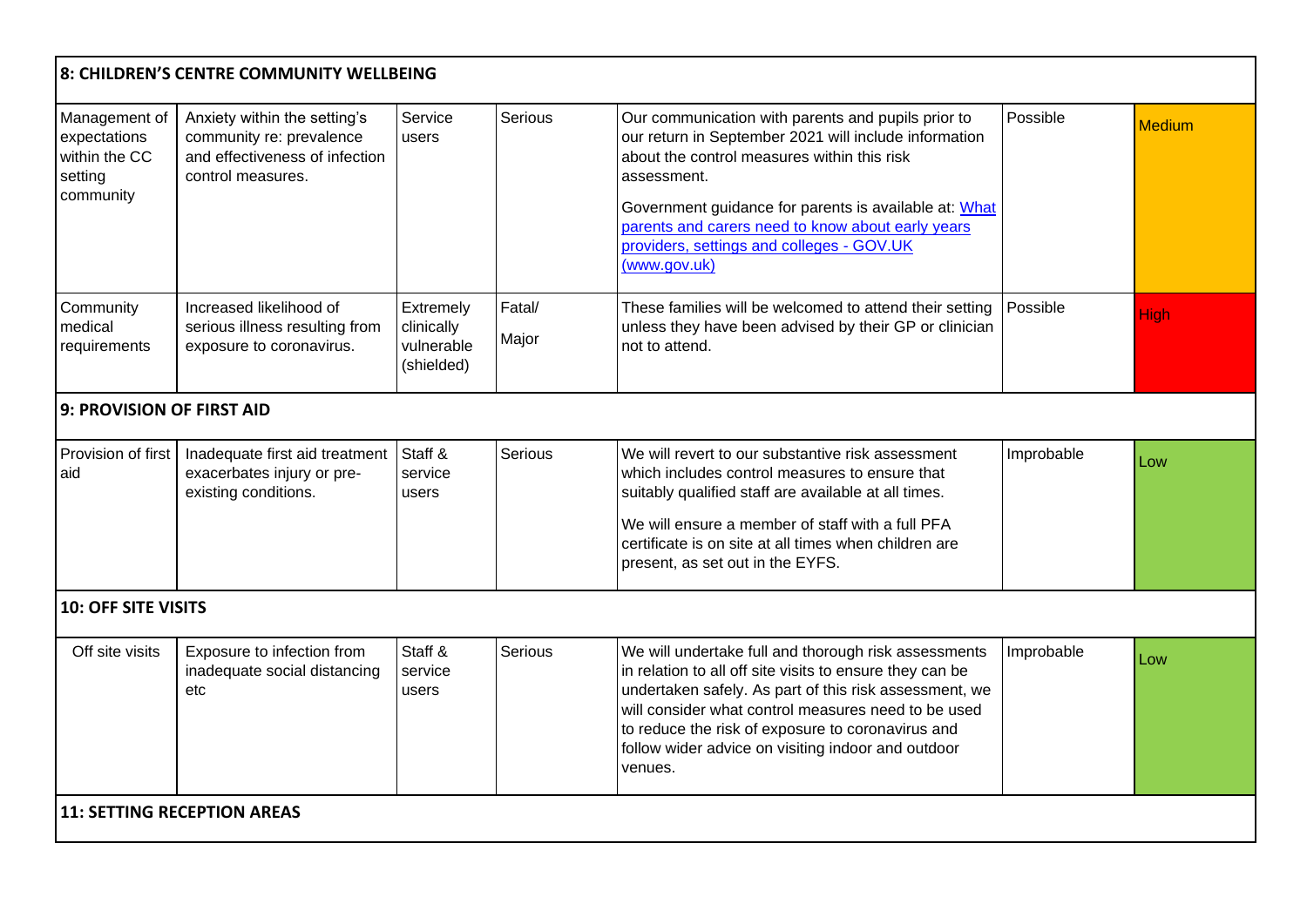| | | | | | | |
|---|---|---|---|---|---|---|
| **8: CHILDREN'S CENTRE COMMUNITY WELLBEING** | | | | | | |
| Management of expectations within the CC setting community | Anxiety within the setting's community re: prevalence and effectiveness of infection control measures. | Service users | Serious | Our communication with parents and pupils prior to our return in September 2021 will include information about the control measures within this risk assessment.<br><br>Government guidance for parents is available at: [What parents and carers need to know about early years providers, settings and colleges - GOV.UK (www.gov.uk)]() | Possible | Medium |
| Community medical requirements | Increased likelihood of serious illness resulting from exposure to coronavirus. | Extremely clinically vulnerable (shielded) | Fatal/ Major | These families will be welcomed to attend their setting unless they have been advised by their GP or clinician not to attend. | Possible | High |
| **9: PROVISION OF FIRST AID** | | | | | | |
| Provision of first aid | Inadequate first aid treatment exacerbates injury or pre-existing conditions. | Staff & service users | Serious | We will revert to our substantive risk assessment which includes control measures to ensure that suitably qualified staff are available at all times.<br><br>We will ensure a member of staff with a full PFA certificate is on site at all times when children are present, as set out in the EYFS. | Improbable | Low |
| **10: OFF SITE VISITS** | | | | | | |
| Off site visits | Exposure to infection from inadequate social distancing etc | Staff & service users | Serious | We will undertake full and thorough risk assessments in relation to all off site visits to ensure they can be undertaken safely. As part of this risk assessment, we will consider what control measures need to be used to reduce the risk of exposure to coronavirus and follow wider advice on visiting indoor and outdoor venues. | Improbable | Low |
| **11: SETTING RECEPTION AREAS** | | | | | | |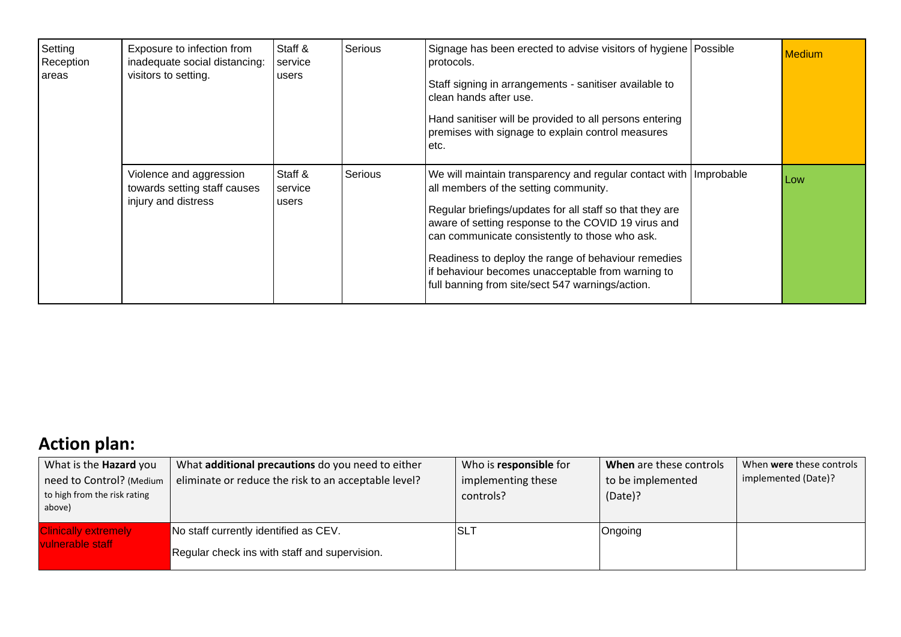| Setting Reception areas | Exposure to infection from inadequate social distancing: visitors to setting. | Staff & service users | Serious | Signage has been erected to advise visitors of hygiene protocols.<br><br>Staff signing in arrangements - sanitiser available to clean hands after use.<br><br>Hand sanitiser will be provided to all persons entering premises with signage to explain control measures etc. | Possible | Medium |
|---|---|---|---|---|---|---|
| | Violence and aggression towards setting staff causes injury and distress | Staff & service users | Serious | We will maintain transparency and regular contact with all members of the setting community.<br><br>Regular briefings/updates for all staff so that they are aware of setting response to the COVID 19 virus and can communicate consistently to those who ask.<br><br>Readiness to deploy the range of behaviour remedies if behaviour becomes unacceptable from warning to full banning from site/sect 547 warnings/action. | Improbable | Low |

## Action plan:

| What is the **Hazard** you need to Control? (Medium to high from the risk rating above) | What **additional precautions** do you need to either eliminate or reduce the risk to an acceptable level? | Who is **responsible** for implementing these controls? | **When** are these controls to be implemented (Date)? | When **were** these controls implemented (Date)? |
|---|---|---|---|---|
| Clinically extremely vulnerable staff | No staff currently identified as CEV.<br><br>Regular check ins with staff and supervision. | SLT | Ongoing | |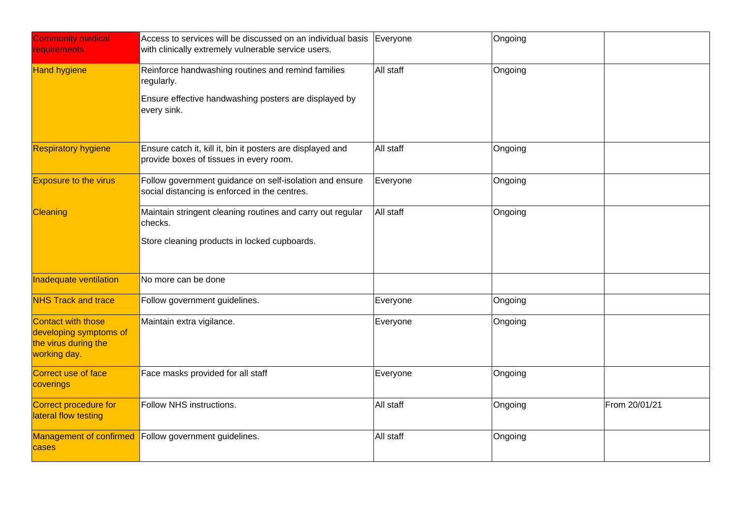| | | | | |
|---|---|---|---|---|
| Community medical requirements | Access to services will be discussed on an individual basis with clinically extremely vulnerable service users. | Everyone | Ongoing | |
| Hand hygiene | Reinforce handwashing routines and remind families regularly.<br><br>Ensure effective handwashing posters are displayed by every sink. | All staff | Ongoing | |
| Respiratory hygiene | Ensure catch it, kill it, bin it posters are displayed and provide boxes of tissues in every room. | All staff | Ongoing | |
| Exposure to the virus | Follow government guidance on self-isolation and ensure social distancing is enforced in the centres. | Everyone | Ongoing | |
| Cleaning | Maintain stringent cleaning routines and carry out regular checks.<br><br>Store cleaning products in locked cupboards. | All staff | Ongoing | |
| Inadequate ventilation | No more can be done | | | |
| NHS Track and trace | Follow government guidelines. | Everyone | Ongoing | |
| Contact with those developing symptoms of the virus during the working day. | Maintain extra vigilance. | Everyone | Ongoing | |
| Correct use of face coverings | Face masks provided for all staff | Everyone | Ongoing | |
| Correct procedure for lateral flow testing | Follow NHS instructions. | All staff | Ongoing | From 20/01/21 |
| Management of confirmed cases | Follow government guidelines. | All staff | Ongoing | |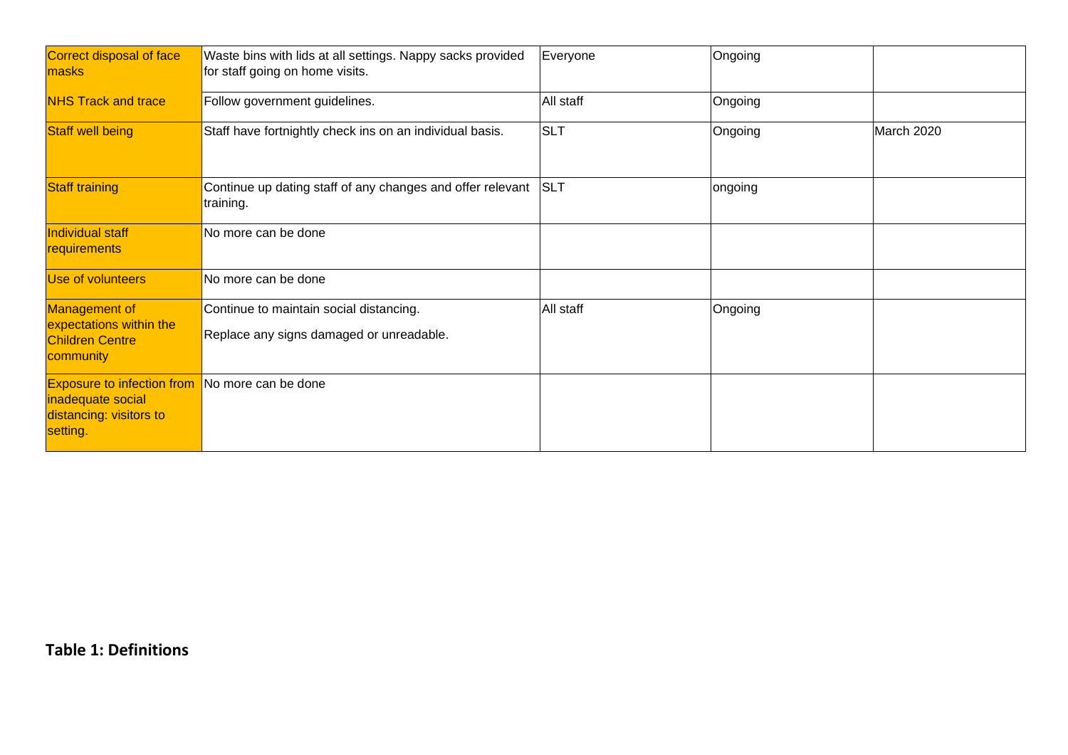| | | | | |
|---|---|---|---|---|
| Correct disposal of face masks | Waste bins with lids at all settings. Nappy sacks provided for staff going on home visits. | Everyone | Ongoing | |
| NHS Track and trace | Follow government guidelines. | All staff | Ongoing | |
| Staff well being | Staff have fortnightly check ins on an individual basis. | SLT | Ongoing | March 2020 |
| Staff training | Continue up dating staff of any changes and offer relevant training. | SLT | ongoing | |
| Individual staff requirements | No more can be done | | | |
| Use of volunteers | No more can be done | | | |
| Management of expectations within the Children Centre community | Continue to maintain social distancing.<br><br>Replace any signs damaged or unreadable. | All staff | Ongoing | |
| Exposure to infection from inadequate social distancing: visitors to setting. | No more can be done | | | |

**Table 1: Definitions**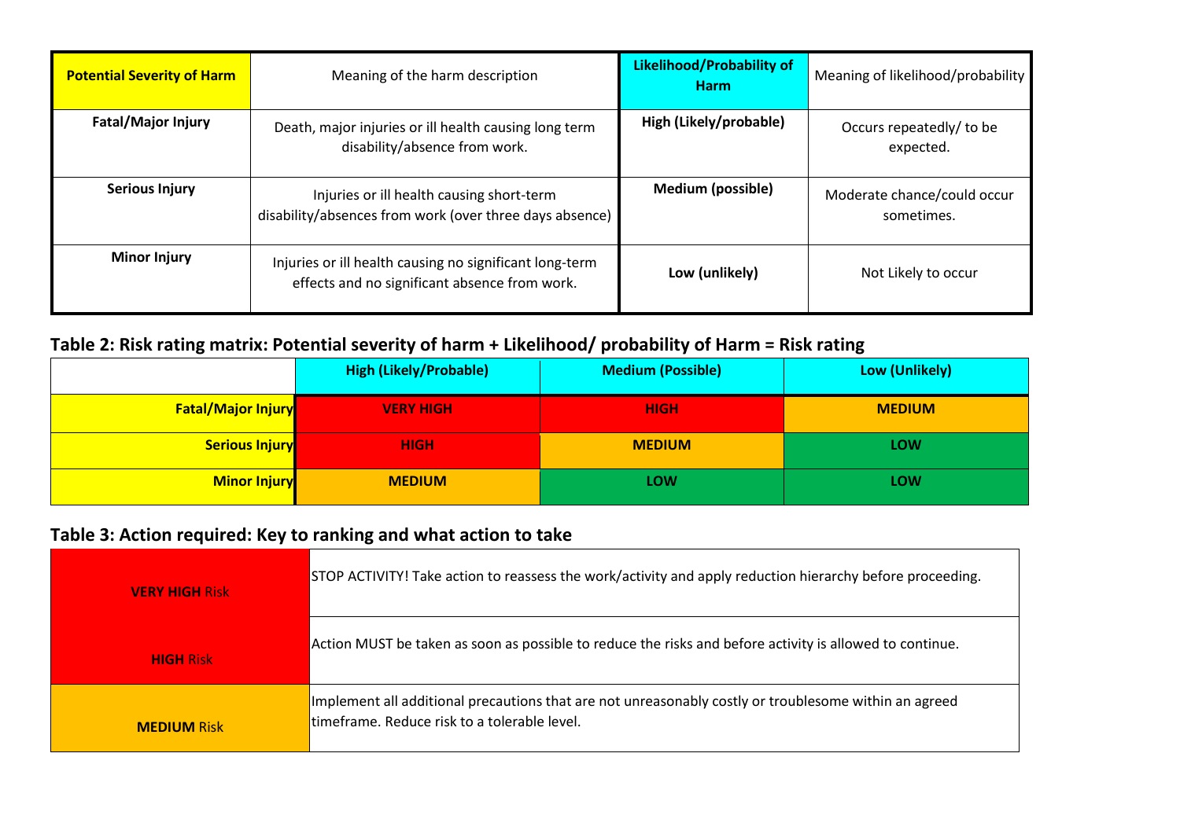| Potential Severity of Harm | Meaning of the harm description | Likelihood/Probability of Harm | Meaning of likelihood/probability |
|---|---|---|---|
| **Fatal/Major Injury** | Death, major injuries or ill health causing long term disability/absence from work. | **High (Likely/probable)** | Occurs repeatedly/ to be expected. |
| **Serious Injury** | Injuries or ill health causing short-term disability/absences from work (over three days absence) | **Medium (possible)** | Moderate chance/could occur sometimes. |
| **Minor Injury** | Injuries or ill health causing no significant long-term effects and no significant absence from work. | **Low (unlikely)** | Not Likely to occur |

## Table 2: Risk rating matrix: Potential severity of harm + Likelihood/ probability of Harm = Risk rating

| | High (Likely/Probable) | Medium (Possible) | Low (Unlikely) |
|---|---|---|---|
| **Fatal/Major Injury** | **VERY HIGH** | **HIGH** | **MEDIUM** |
| **Serious Injury** | **HIGH** | **MEDIUM** | **LOW** |
| **Minor Injury** | **MEDIUM** | **LOW** | **LOW** |

## Table 3: Action required: Key to ranking and what action to take

| | |
|---|---|
| **VERY HIGH** Risk | STOP ACTIVITY! Take action to reassess the work/activity and apply reduction hierarchy before proceeding. |
| **HIGH** Risk | Action MUST be taken as soon as possible to reduce the risks and before activity is allowed to continue. |
| **MEDIUM** Risk | Implement all additional precautions that are not unreasonably costly or troublesome within an agreed timeframe. Reduce risk to a tolerable level. |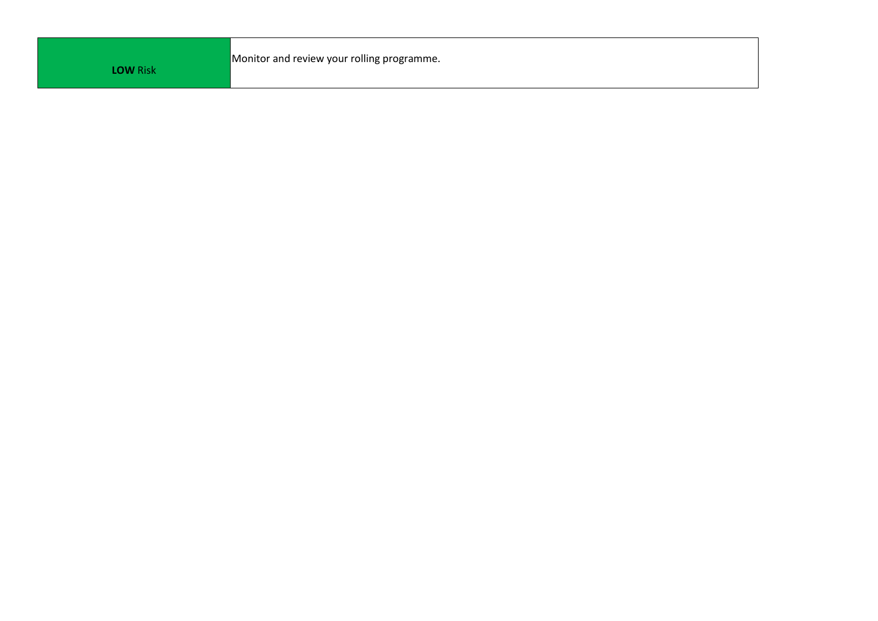| | |
|---|---|
| **LOW** Risk | Monitor and review your rolling programme. |